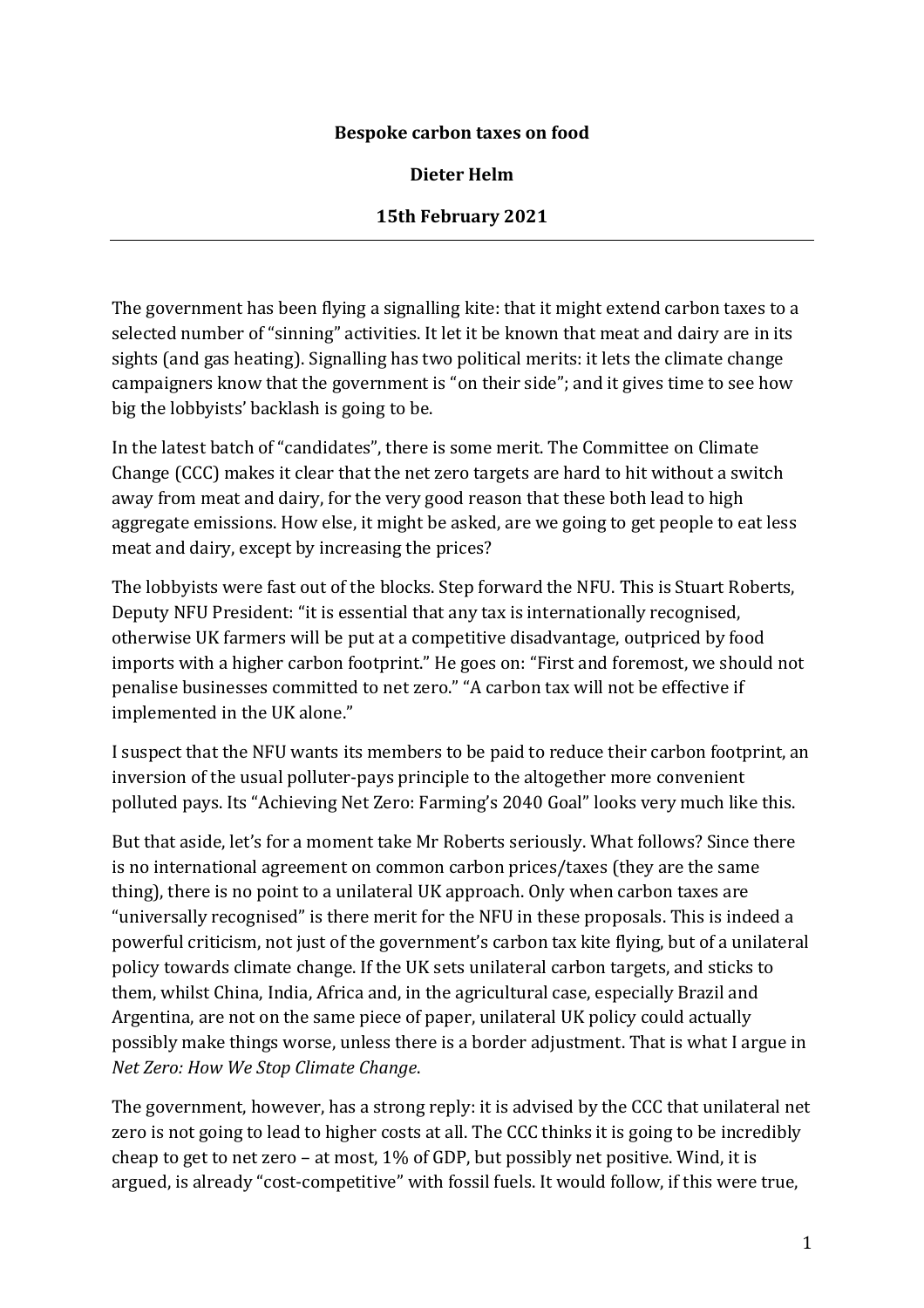**Bespoke carbon taxes on food**

**Dieter Helm**

**15th February 2021**

---

The government has been flying a signalling kite: that it might extend carbon taxes to a selected number of "sinning" activities. It let it be known that meat and dairy are in its sights (and gas heating). Signalling has two political merits: it lets the climate change campaigners know that the government is "on their side"; and it gives time to see how big the lobbyists' backlash is going to be.

In the latest batch of "candidates", there is some merit. The Committee on Climate Change (CCC) makes it clear that the net zero targets are hard to hit without a switch away from meat and dairy, for the very good reason that these both lead to high aggregate emissions. How else, it might be asked, are we going to get people to eat less meat and dairy, except by increasing the prices?

The lobbyists were fast out of the blocks. Step forward the NFU. This is Stuart Roberts, Deputy NFU President: "it is essential that any tax is internationally recognised, otherwise UK farmers will be put at a competitive disadvantage, outpriced by food imports with a higher carbon footprint." He goes on: "First and foremost, we should not penalise businesses committed to net zero." "A carbon tax will not be effective if implemented in the UK alone."

I suspect that the NFU wants its members to be paid to reduce their carbon footprint, an inversion of the usual polluter-pays principle to the altogether more convenient polluted pays. Its "Achieving Net Zero: Farming's 2040 Goal" looks very much like this.

But that aside, let's for a moment take Mr Roberts seriously. What follows? Since there is no international agreement on common carbon prices/taxes (they are the same thing), there is no point to a unilateral UK approach. Only when carbon taxes are "universally recognised" is there merit for the NFU in these proposals. This is indeed a powerful criticism, not just of the government's carbon tax kite flying, but of a unilateral policy towards climate change. If the UK sets unilateral carbon targets, and sticks to them, whilst China, India, Africa and, in the agricultural case, especially Brazil and Argentina, are not on the same piece of paper, unilateral UK policy could actually possibly make things worse, unless there is a border adjustment. That is what I argue in *Net Zero: How We Stop Climate Change*.

The government, however, has a strong reply: it is advised by the CCC that unilateral net zero is not going to lead to higher costs at all. The CCC thinks it is going to be incredibly cheap to get to net zero – at most, 1% of GDP, but possibly net positive. Wind, it is argued, is already "cost-competitive" with fossil fuels. It would follow, if this were true,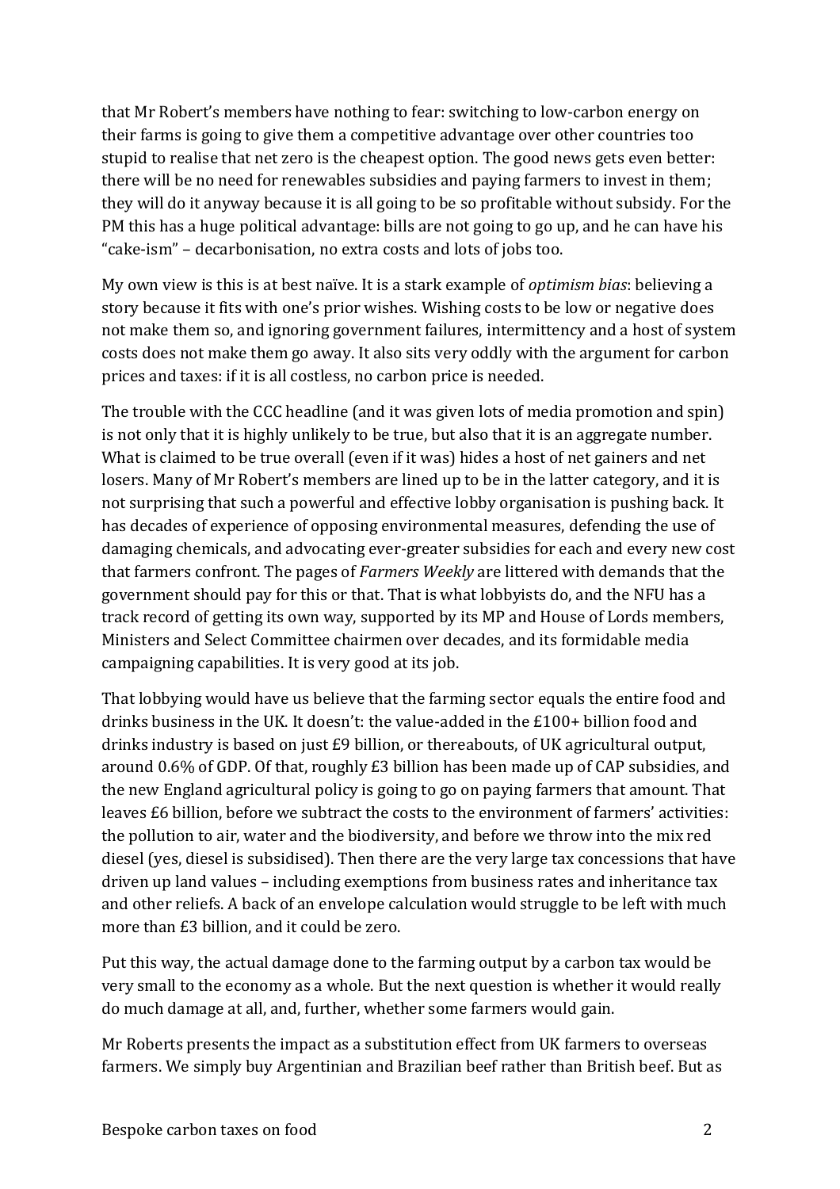that Mr Robert's members have nothing to fear: switching to low-carbon energy on their farms is going to give them a competitive advantage over other countries too stupid to realise that net zero is the cheapest option. The good news gets even better: there will be no need for renewables subsidies and paying farmers to invest in them; they will do it anyway because it is all going to be so profitable without subsidy. For the PM this has a huge political advantage: bills are not going to go up, and he can have his "cake-ism" – decarbonisation, no extra costs and lots of jobs too.

My own view is this is at best naïve. It is a stark example of *optimism bias*: believing a story because it fits with one's prior wishes. Wishing costs to be low or negative does not make them so, and ignoring government failures, intermittency and a host of system costs does not make them go away. It also sits very oddly with the argument for carbon prices and taxes: if it is all costless, no carbon price is needed.

The trouble with the CCC headline (and it was given lots of media promotion and spin) is not only that it is highly unlikely to be true, but also that it is an aggregate number. What is claimed to be true overall (even if it was) hides a host of net gainers and net losers. Many of Mr Robert's members are lined up to be in the latter category, and it is not surprising that such a powerful and effective lobby organisation is pushing back. It has decades of experience of opposing environmental measures, defending the use of damaging chemicals, and advocating ever-greater subsidies for each and every new cost that farmers confront. The pages of *Farmers Weekly* are littered with demands that the government should pay for this or that. That is what lobbyists do, and the NFU has a track record of getting its own way, supported by its MP and House of Lords members, Ministers and Select Committee chairmen over decades, and its formidable media campaigning capabilities. It is very good at its job.

That lobbying would have us believe that the farming sector equals the entire food and drinks business in the UK. It doesn't: the value-added in the £100+ billion food and drinks industry is based on just £9 billion, or thereabouts, of UK agricultural output, around 0.6% of GDP. Of that, roughly £3 billion has been made up of CAP subsidies, and the new England agricultural policy is going to go on paying farmers that amount. That leaves £6 billion, before we subtract the costs to the environment of farmers' activities: the pollution to air, water and the biodiversity, and before we throw into the mix red diesel (yes, diesel is subsidised). Then there are the very large tax concessions that have driven up land values – including exemptions from business rates and inheritance tax and other reliefs. A back of an envelope calculation would struggle to be left with much more than £3 billion, and it could be zero.

Put this way, the actual damage done to the farming output by a carbon tax would be very small to the economy as a whole. But the next question is whether it would really do much damage at all, and, further, whether some farmers would gain.

Mr Roberts presents the impact as a substitution effect from UK farmers to overseas farmers. We simply buy Argentinian and Brazilian beef rather than British beef. But as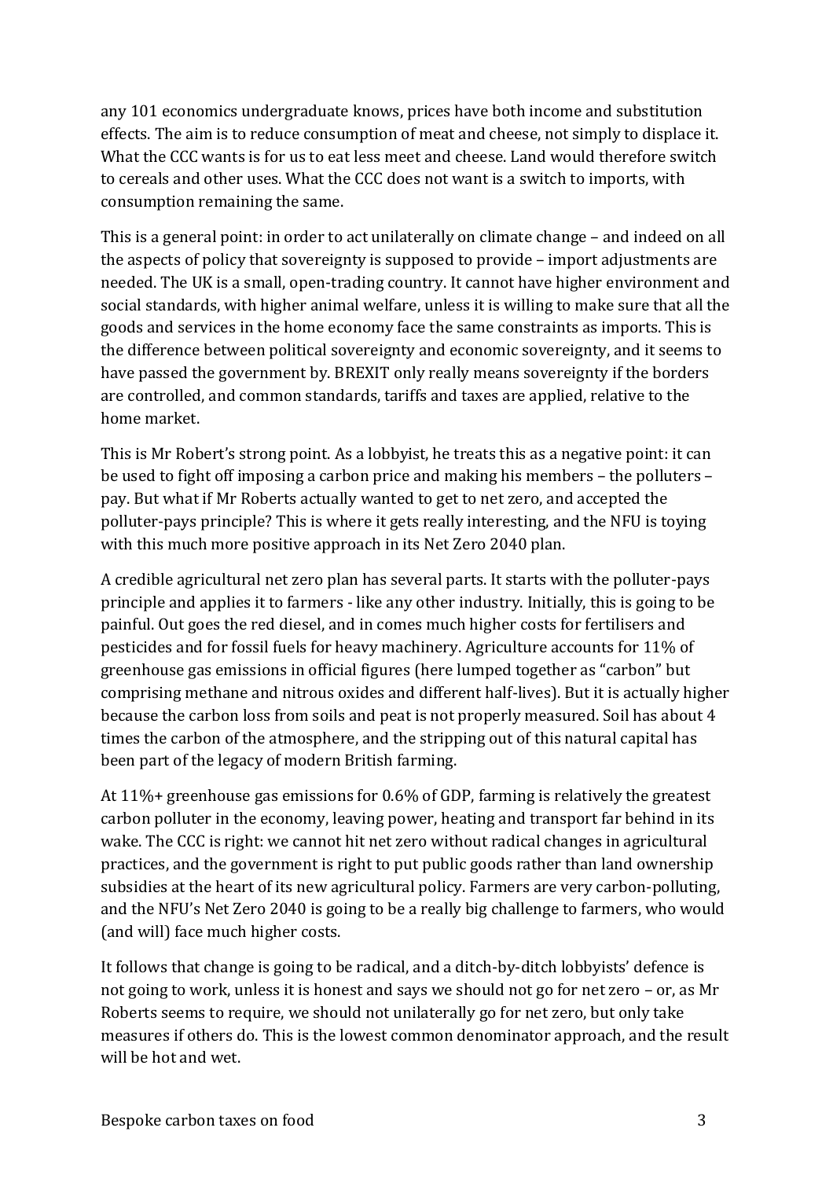any 101 economics undergraduate knows, prices have both income and substitution effects. The aim is to reduce consumption of meat and cheese, not simply to displace it. What the CCC wants is for us to eat less meet and cheese. Land would therefore switch to cereals and other uses. What the CCC does not want is a switch to imports, with consumption remaining the same.

This is a general point: in order to act unilaterally on climate change – and indeed on all the aspects of policy that sovereignty is supposed to provide – import adjustments are needed. The UK is a small, open-trading country. It cannot have higher environment and social standards, with higher animal welfare, unless it is willing to make sure that all the goods and services in the home economy face the same constraints as imports. This is the difference between political sovereignty and economic sovereignty, and it seems to have passed the government by. BREXIT only really means sovereignty if the borders are controlled, and common standards, tariffs and taxes are applied, relative to the home market.

This is Mr Robert's strong point. As a lobbyist, he treats this as a negative point: it can be used to fight off imposing a carbon price and making his members – the polluters – pay. But what if Mr Roberts actually wanted to get to net zero, and accepted the polluter-pays principle? This is where it gets really interesting, and the NFU is toying with this much more positive approach in its Net Zero 2040 plan.

A credible agricultural net zero plan has several parts. It starts with the polluter-pays principle and applies it to farmers - like any other industry. Initially, this is going to be painful. Out goes the red diesel, and in comes much higher costs for fertilisers and pesticides and for fossil fuels for heavy machinery. Agriculture accounts for 11% of greenhouse gas emissions in official figures (here lumped together as "carbon" but comprising methane and nitrous oxides and different half-lives). But it is actually higher because the carbon loss from soils and peat is not properly measured. Soil has about 4 times the carbon of the atmosphere, and the stripping out of this natural capital has been part of the legacy of modern British farming.

At 11%+ greenhouse gas emissions for 0.6% of GDP, farming is relatively the greatest carbon polluter in the economy, leaving power, heating and transport far behind in its wake. The CCC is right: we cannot hit net zero without radical changes in agricultural practices, and the government is right to put public goods rather than land ownership subsidies at the heart of its new agricultural policy. Farmers are very carbon-polluting, and the NFU's Net Zero 2040 is going to be a really big challenge to farmers, who would (and will) face much higher costs.

It follows that change is going to be radical, and a ditch-by-ditch lobbyists' defence is not going to work, unless it is honest and says we should not go for net zero – or, as Mr Roberts seems to require, we should not unilaterally go for net zero, but only take measures if others do. This is the lowest common denominator approach, and the result will be hot and wet.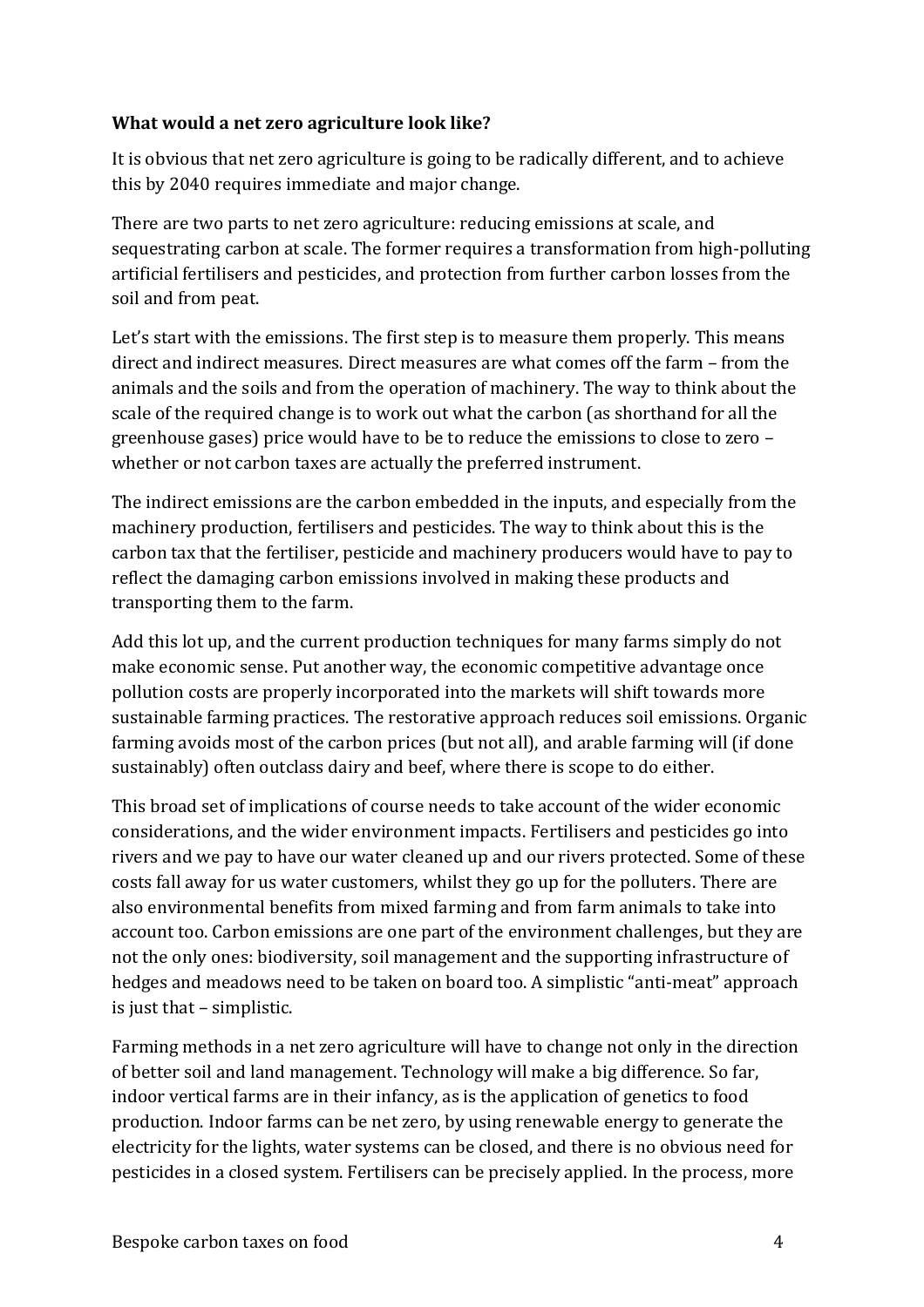**What would a net zero agriculture look like?**

It is obvious that net zero agriculture is going to be radically different, and to achieve this by 2040 requires immediate and major change.

There are two parts to net zero agriculture: reducing emissions at scale, and sequestrating carbon at scale. The former requires a transformation from high-polluting artificial fertilisers and pesticides, and protection from further carbon losses from the soil and from peat.

Let's start with the emissions. The first step is to measure them properly. This means direct and indirect measures. Direct measures are what comes off the farm – from the animals and the soils and from the operation of machinery. The way to think about the scale of the required change is to work out what the carbon (as shorthand for all the greenhouse gases) price would have to be to reduce the emissions to close to zero – whether or not carbon taxes are actually the preferred instrument.

The indirect emissions are the carbon embedded in the inputs, and especially from the machinery production, fertilisers and pesticides. The way to think about this is the carbon tax that the fertiliser, pesticide and machinery producers would have to pay to reflect the damaging carbon emissions involved in making these products and transporting them to the farm.

Add this lot up, and the current production techniques for many farms simply do not make economic sense. Put another way, the economic competitive advantage once pollution costs are properly incorporated into the markets will shift towards more sustainable farming practices. The restorative approach reduces soil emissions. Organic farming avoids most of the carbon prices (but not all), and arable farming will (if done sustainably) often outclass dairy and beef, where there is scope to do either.

This broad set of implications of course needs to take account of the wider economic considerations, and the wider environment impacts. Fertilisers and pesticides go into rivers and we pay to have our water cleaned up and our rivers protected. Some of these costs fall away for us water customers, whilst they go up for the polluters. There are also environmental benefits from mixed farming and from farm animals to take into account too. Carbon emissions are one part of the environment challenges, but they are not the only ones: biodiversity, soil management and the supporting infrastructure of hedges and meadows need to be taken on board too. A simplistic "anti-meat" approach is just that – simplistic.

Farming methods in a net zero agriculture will have to change not only in the direction of better soil and land management. Technology will make a big difference. So far, indoor vertical farms are in their infancy, as is the application of genetics to food production. Indoor farms can be net zero, by using renewable energy to generate the electricity for the lights, water systems can be closed, and there is no obvious need for pesticides in a closed system. Fertilisers can be precisely applied. In the process, more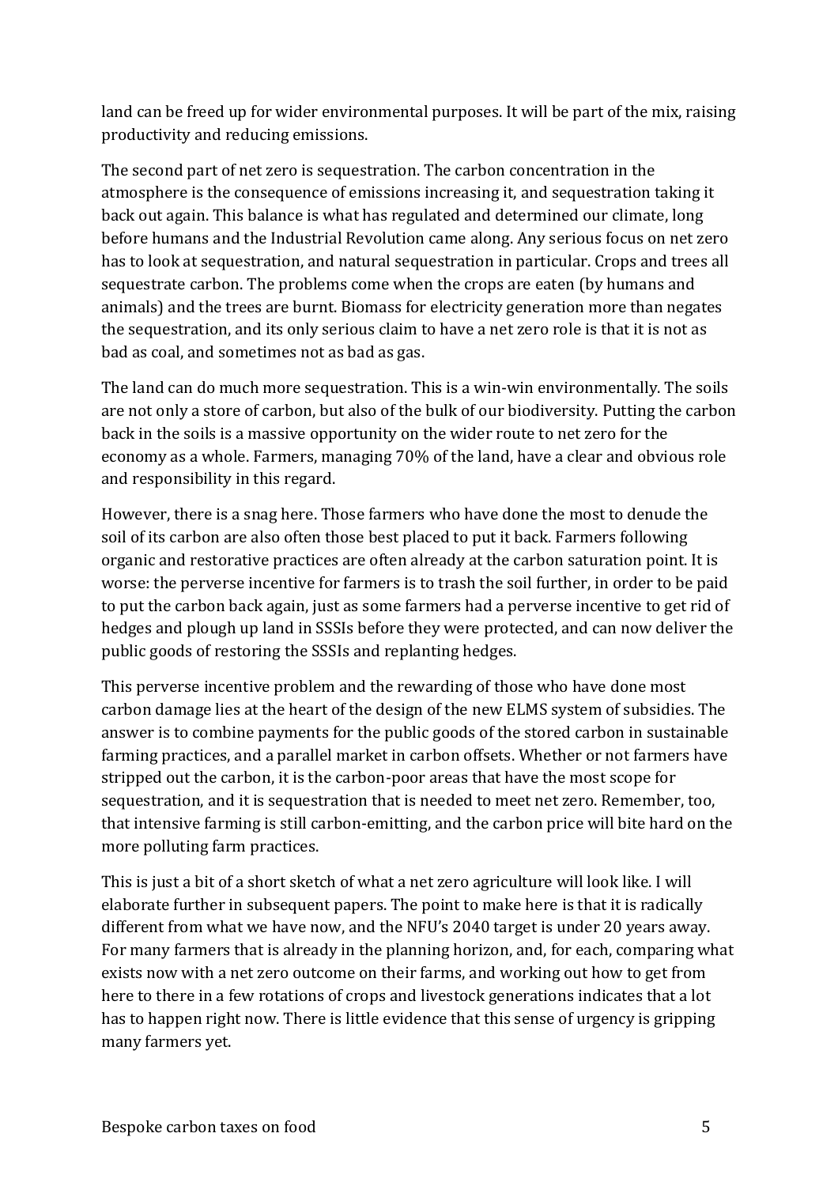land can be freed up for wider environmental purposes. It will be part of the mix, raising productivity and reducing emissions.

The second part of net zero is sequestration. The carbon concentration in the atmosphere is the consequence of emissions increasing it, and sequestration taking it back out again. This balance is what has regulated and determined our climate, long before humans and the Industrial Revolution came along. Any serious focus on net zero has to look at sequestration, and natural sequestration in particular. Crops and trees all sequestrate carbon. The problems come when the crops are eaten (by humans and animals) and the trees are burnt. Biomass for electricity generation more than negates the sequestration, and its only serious claim to have a net zero role is that it is not as bad as coal, and sometimes not as bad as gas.

The land can do much more sequestration. This is a win-win environmentally. The soils are not only a store of carbon, but also of the bulk of our biodiversity. Putting the carbon back in the soils is a massive opportunity on the wider route to net zero for the economy as a whole. Farmers, managing 70% of the land, have a clear and obvious role and responsibility in this regard.

However, there is a snag here. Those farmers who have done the most to denude the soil of its carbon are also often those best placed to put it back. Farmers following organic and restorative practices are often already at the carbon saturation point. It is worse: the perverse incentive for farmers is to trash the soil further, in order to be paid to put the carbon back again, just as some farmers had a perverse incentive to get rid of hedges and plough up land in SSSIs before they were protected, and can now deliver the public goods of restoring the SSSIs and replanting hedges.

This perverse incentive problem and the rewarding of those who have done most carbon damage lies at the heart of the design of the new ELMS system of subsidies. The answer is to combine payments for the public goods of the stored carbon in sustainable farming practices, and a parallel market in carbon offsets. Whether or not farmers have stripped out the carbon, it is the carbon-poor areas that have the most scope for sequestration, and it is sequestration that is needed to meet net zero. Remember, too, that intensive farming is still carbon-emitting, and the carbon price will bite hard on the more polluting farm practices.

This is just a bit of a short sketch of what a net zero agriculture will look like. I will elaborate further in subsequent papers. The point to make here is that it is radically different from what we have now, and the NFU's 2040 target is under 20 years away. For many farmers that is already in the planning horizon, and, for each, comparing what exists now with a net zero outcome on their farms, and working out how to get from here to there in a few rotations of crops and livestock generations indicates that a lot has to happen right now. There is little evidence that this sense of urgency is gripping many farmers yet.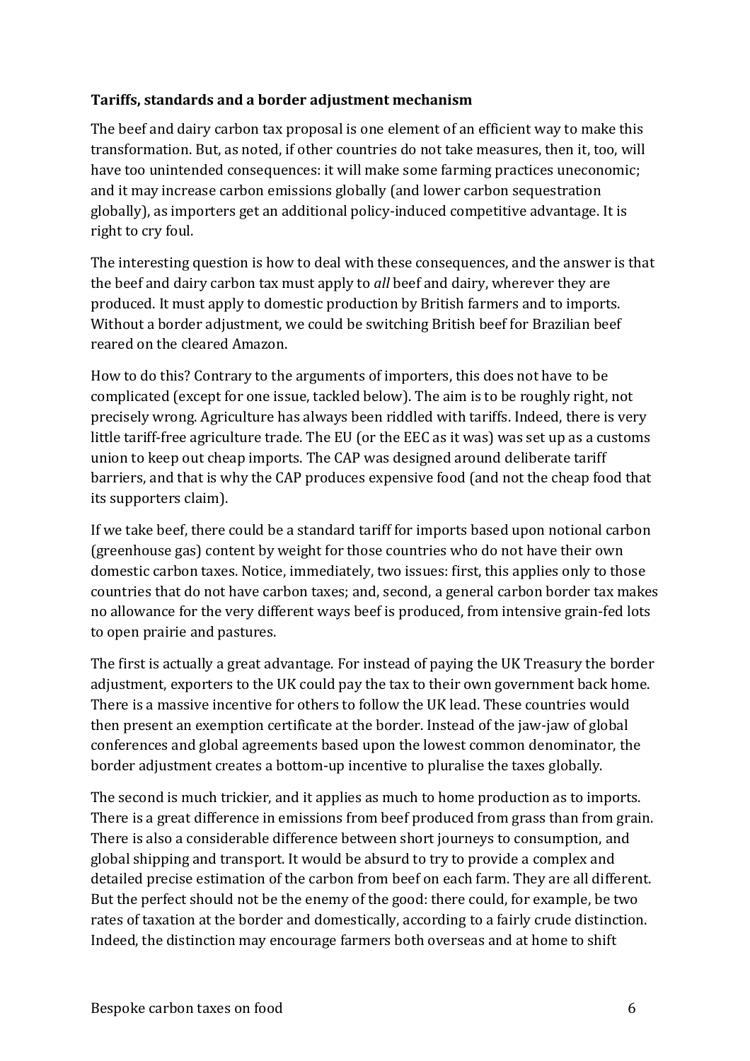**Tariffs, standards and a border adjustment mechanism**

The beef and dairy carbon tax proposal is one element of an efficient way to make this transformation. But, as noted, if other countries do not take measures, then it, too, will have too unintended consequences: it will make some farming practices uneconomic; and it may increase carbon emissions globally (and lower carbon sequestration globally), as importers get an additional policy-induced competitive advantage. It is right to cry foul.

The interesting question is how to deal with these consequences, and the answer is that the beef and dairy carbon tax must apply to *all* beef and dairy, wherever they are produced. It must apply to domestic production by British farmers and to imports. Without a border adjustment, we could be switching British beef for Brazilian beef reared on the cleared Amazon.

How to do this? Contrary to the arguments of importers, this does not have to be complicated (except for one issue, tackled below). The aim is to be roughly right, not precisely wrong. Agriculture has always been riddled with tariffs. Indeed, there is very little tariff-free agriculture trade. The EU (or the EEC as it was) was set up as a customs union to keep out cheap imports. The CAP was designed around deliberate tariff barriers, and that is why the CAP produces expensive food (and not the cheap food that its supporters claim).

If we take beef, there could be a standard tariff for imports based upon notional carbon (greenhouse gas) content by weight for those countries who do not have their own domestic carbon taxes. Notice, immediately, two issues: first, this applies only to those countries that do not have carbon taxes; and, second, a general carbon border tax makes no allowance for the very different ways beef is produced, from intensive grain-fed lots to open prairie and pastures.

The first is actually a great advantage. For instead of paying the UK Treasury the border adjustment, exporters to the UK could pay the tax to their own government back home. There is a massive incentive for others to follow the UK lead. These countries would then present an exemption certificate at the border. Instead of the jaw-jaw of global conferences and global agreements based upon the lowest common denominator, the border adjustment creates a bottom-up incentive to pluralise the taxes globally.

The second is much trickier, and it applies as much to home production as to imports. There is a great difference in emissions from beef produced from grass than from grain. There is also a considerable difference between short journeys to consumption, and global shipping and transport. It would be absurd to try to provide a complex and detailed precise estimation of the carbon from beef on each farm. They are all different. But the perfect should not be the enemy of the good: there could, for example, be two rates of taxation at the border and domestically, according to a fairly crude distinction. Indeed, the distinction may encourage farmers both overseas and at home to shift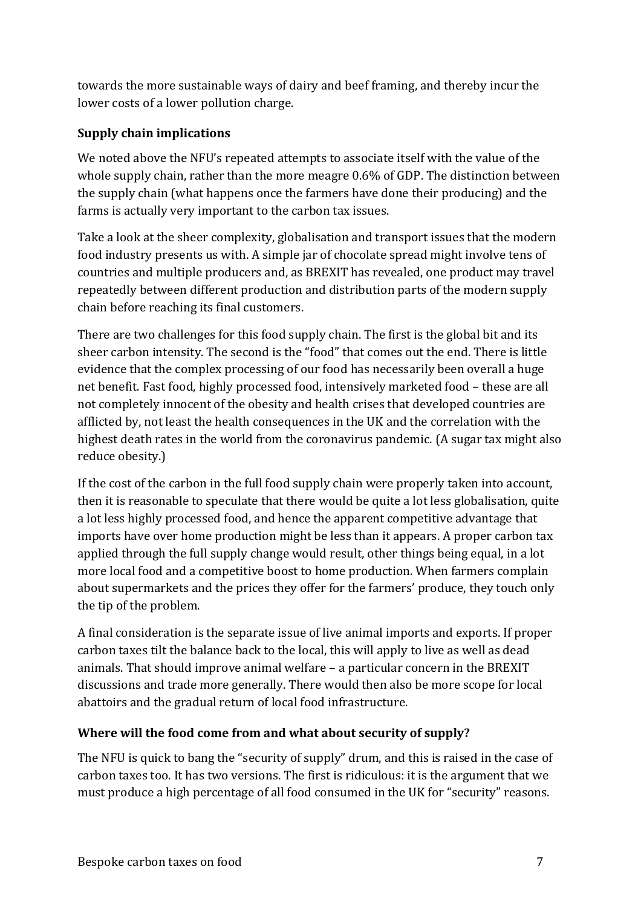towards the more sustainable ways of dairy and beef framing, and thereby incur the lower costs of a lower pollution charge.

**Supply chain implications**

We noted above the NFU's repeated attempts to associate itself with the value of the whole supply chain, rather than the more meagre 0.6% of GDP. The distinction between the supply chain (what happens once the farmers have done their producing) and the farms is actually very important to the carbon tax issues.

Take a look at the sheer complexity, globalisation and transport issues that the modern food industry presents us with. A simple jar of chocolate spread might involve tens of countries and multiple producers and, as BREXIT has revealed, one product may travel repeatedly between different production and distribution parts of the modern supply chain before reaching its final customers.

There are two challenges for this food supply chain. The first is the global bit and its sheer carbon intensity. The second is the "food" that comes out the end. There is little evidence that the complex processing of our food has necessarily been overall a huge net benefit. Fast food, highly processed food, intensively marketed food – these are all not completely innocent of the obesity and health crises that developed countries are afflicted by, not least the health consequences in the UK and the correlation with the highest death rates in the world from the coronavirus pandemic. (A sugar tax might also reduce obesity.)

If the cost of the carbon in the full food supply chain were properly taken into account, then it is reasonable to speculate that there would be quite a lot less globalisation, quite a lot less highly processed food, and hence the apparent competitive advantage that imports have over home production might be less than it appears. A proper carbon tax applied through the full supply change would result, other things being equal, in a lot more local food and a competitive boost to home production. When farmers complain about supermarkets and the prices they offer for the farmers' produce, they touch only the tip of the problem.

A final consideration is the separate issue of live animal imports and exports. If proper carbon taxes tilt the balance back to the local, this will apply to live as well as dead animals. That should improve animal welfare – a particular concern in the BREXIT discussions and trade more generally. There would then also be more scope for local abattoirs and the gradual return of local food infrastructure.

**Where will the food come from and what about security of supply?**

The NFU is quick to bang the "security of supply" drum, and this is raised in the case of carbon taxes too. It has two versions. The first is ridiculous: it is the argument that we must produce a high percentage of all food consumed in the UK for "security" reasons.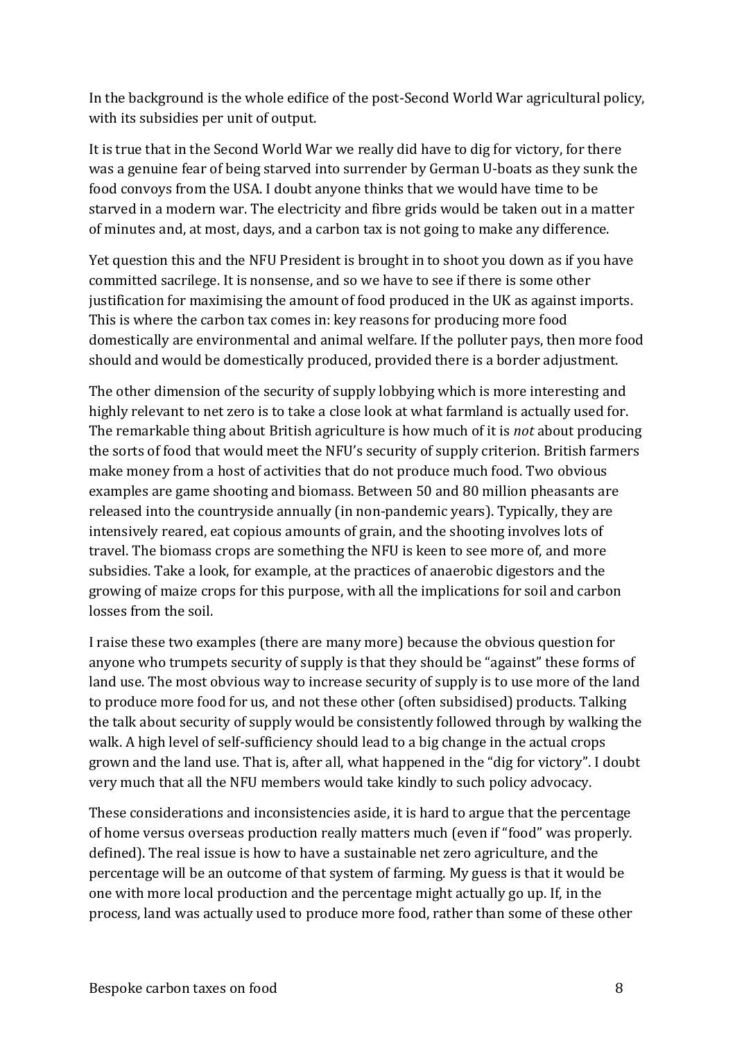In the background is the whole edifice of the post-Second World War agricultural policy, with its subsidies per unit of output.

It is true that in the Second World War we really did have to dig for victory, for there was a genuine fear of being starved into surrender by German U-boats as they sunk the food convoys from the USA. I doubt anyone thinks that we would have time to be starved in a modern war. The electricity and fibre grids would be taken out in a matter of minutes and, at most, days, and a carbon tax is not going to make any difference.

Yet question this and the NFU President is brought in to shoot you down as if you have committed sacrilege. It is nonsense, and so we have to see if there is some other justification for maximising the amount of food produced in the UK as against imports. This is where the carbon tax comes in: key reasons for producing more food domestically are environmental and animal welfare. If the polluter pays, then more food should and would be domestically produced, provided there is a border adjustment.

The other dimension of the security of supply lobbying which is more interesting and highly relevant to net zero is to take a close look at what farmland is actually used for. The remarkable thing about British agriculture is how much of it is *not* about producing the sorts of food that would meet the NFU's security of supply criterion. British farmers make money from a host of activities that do not produce much food. Two obvious examples are game shooting and biomass. Between 50 and 80 million pheasants are released into the countryside annually (in non-pandemic years). Typically, they are intensively reared, eat copious amounts of grain, and the shooting involves lots of travel. The biomass crops are something the NFU is keen to see more of, and more subsidies. Take a look, for example, at the practices of anaerobic digestors and the growing of maize crops for this purpose, with all the implications for soil and carbon losses from the soil.

I raise these two examples (there are many more) because the obvious question for anyone who trumpets security of supply is that they should be "against" these forms of land use. The most obvious way to increase security of supply is to use more of the land to produce more food for us, and not these other (often subsidised) products. Talking the talk about security of supply would be consistently followed through by walking the walk. A high level of self-sufficiency should lead to a big change in the actual crops grown and the land use. That is, after all, what happened in the "dig for victory". I doubt very much that all the NFU members would take kindly to such policy advocacy.

These considerations and inconsistencies aside, it is hard to argue that the percentage of home versus overseas production really matters much (even if "food" was properly. defined). The real issue is how to have a sustainable net zero agriculture, and the percentage will be an outcome of that system of farming. My guess is that it would be one with more local production and the percentage might actually go up. If, in the process, land was actually used to produce more food, rather than some of these other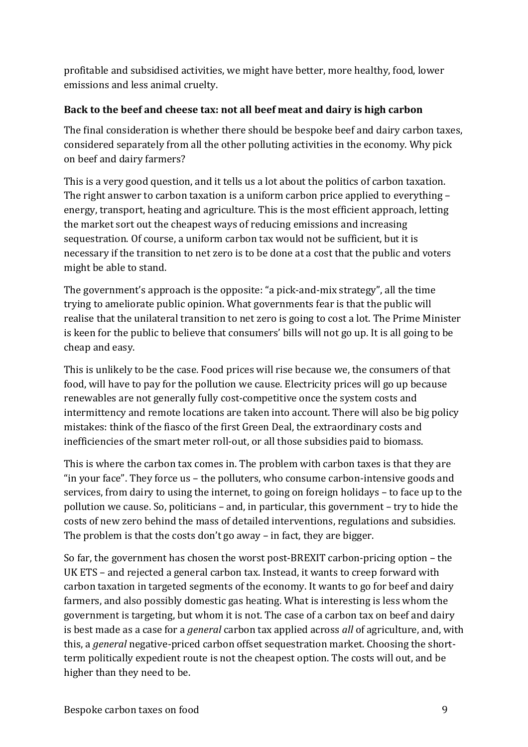profitable and subsidised activities, we might have better, more healthy, food, lower emissions and less animal cruelty.

**Back to the beef and cheese tax: not all beef meat and dairy is high carbon**

The final consideration is whether there should be bespoke beef and dairy carbon taxes, considered separately from all the other polluting activities in the economy. Why pick on beef and dairy farmers?

This is a very good question, and it tells us a lot about the politics of carbon taxation. The right answer to carbon taxation is a uniform carbon price applied to everything – energy, transport, heating and agriculture. This is the most efficient approach, letting the market sort out the cheapest ways of reducing emissions and increasing sequestration. Of course, a uniform carbon tax would not be sufficient, but it is necessary if the transition to net zero is to be done at a cost that the public and voters might be able to stand.

The government's approach is the opposite: "a pick-and-mix strategy", all the time trying to ameliorate public opinion. What governments fear is that the public will realise that the unilateral transition to net zero is going to cost a lot. The Prime Minister is keen for the public to believe that consumers' bills will not go up. It is all going to be cheap and easy.

This is unlikely to be the case. Food prices will rise because we, the consumers of that food, will have to pay for the pollution we cause. Electricity prices will go up because renewables are not generally fully cost-competitive once the system costs and intermittency and remote locations are taken into account. There will also be big policy mistakes: think of the fiasco of the first Green Deal, the extraordinary costs and inefficiencies of the smart meter roll-out, or all those subsidies paid to biomass.

This is where the carbon tax comes in. The problem with carbon taxes is that they are "in your face". They force us – the polluters, who consume carbon-intensive goods and services, from dairy to using the internet, to going on foreign holidays – to face up to the pollution we cause. So, politicians – and, in particular, this government – try to hide the costs of new zero behind the mass of detailed interventions, regulations and subsidies. The problem is that the costs don't go away – in fact, they are bigger.

So far, the government has chosen the worst post-BREXIT carbon-pricing option – the UK ETS – and rejected a general carbon tax. Instead, it wants to creep forward with carbon taxation in targeted segments of the economy. It wants to go for beef and dairy farmers, and also possibly domestic gas heating. What is interesting is less whom the government is targeting, but whom it is not. The case of a carbon tax on beef and dairy is best made as a case for a *general* carbon tax applied across *all* of agriculture, and, with this, a *general* negative-priced carbon offset sequestration market. Choosing the short-term politically expedient route is not the cheapest option. The costs will out, and be higher than they need to be.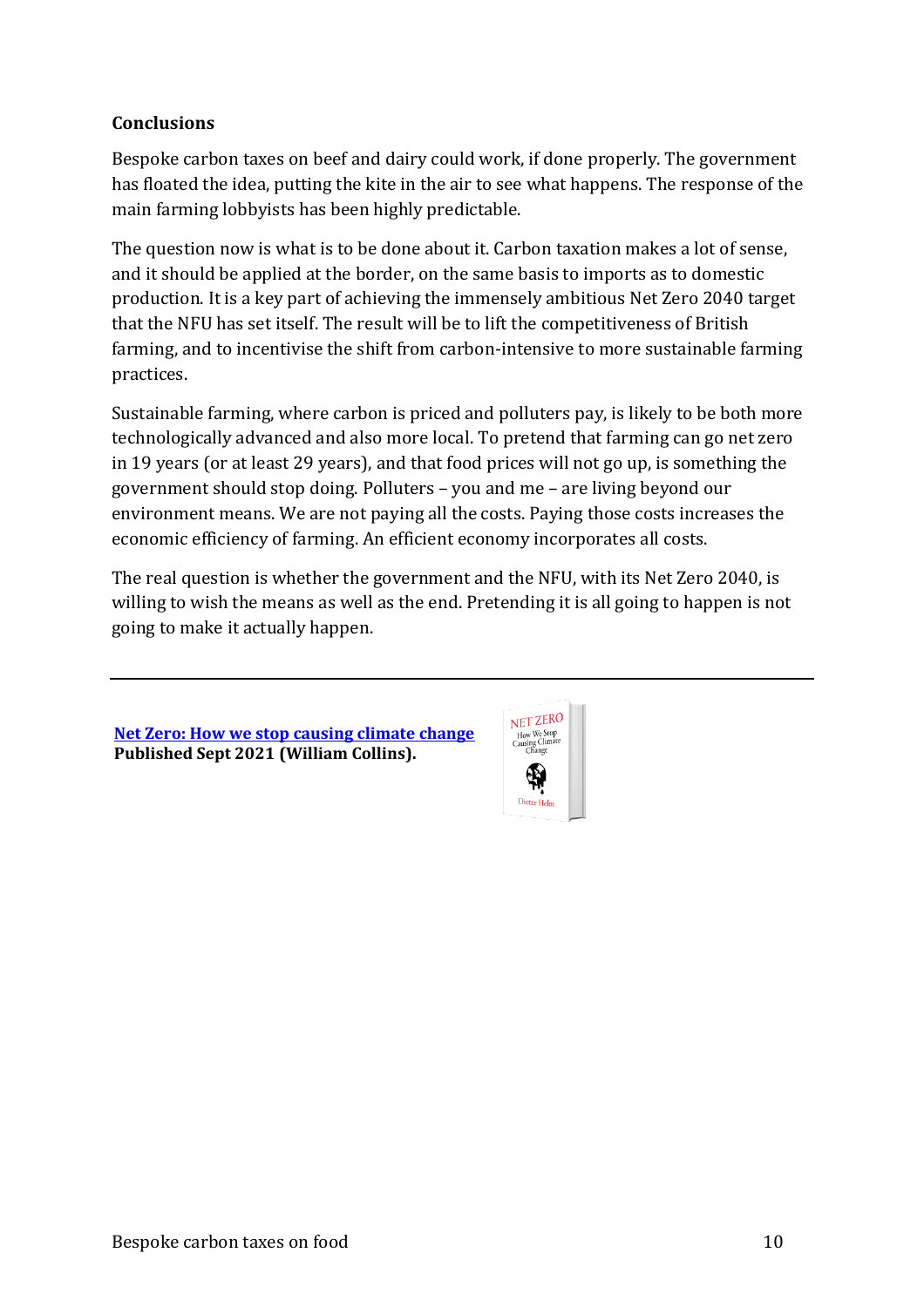**Conclusions**

Bespoke carbon taxes on beef and dairy could work, if done properly. The government has floated the idea, putting the kite in the air to see what happens. The response of the main farming lobbyists has been highly predictable.

The question now is what is to be done about it. Carbon taxation makes a lot of sense, and it should be applied at the border, on the same basis to imports as to domestic production. It is a key part of achieving the immensely ambitious Net Zero 2040 target that the NFU has set itself. The result will be to lift the competitiveness of British farming, and to incentivise the shift from carbon-intensive to more sustainable farming practices.

Sustainable farming, where carbon is priced and polluters pay, is likely to be both more technologically advanced and also more local. To pretend that farming can go net zero in 19 years (or at least 29 years), and that food prices will not go up, is something the government should stop doing. Polluters – you and me – are living beyond our environment means. We are not paying all the costs. Paying those costs increases the economic efficiency of farming. An efficient economy incorporates all costs.

The real question is whether the government and the NFU, with its Net Zero 2040, is willing to wish the means as well as the end. Pretending it is all going to happen is not going to make it actually happen.

---

**Net Zero: How we stop causing climate change**
**Published Sept 2021 (William Collins).**